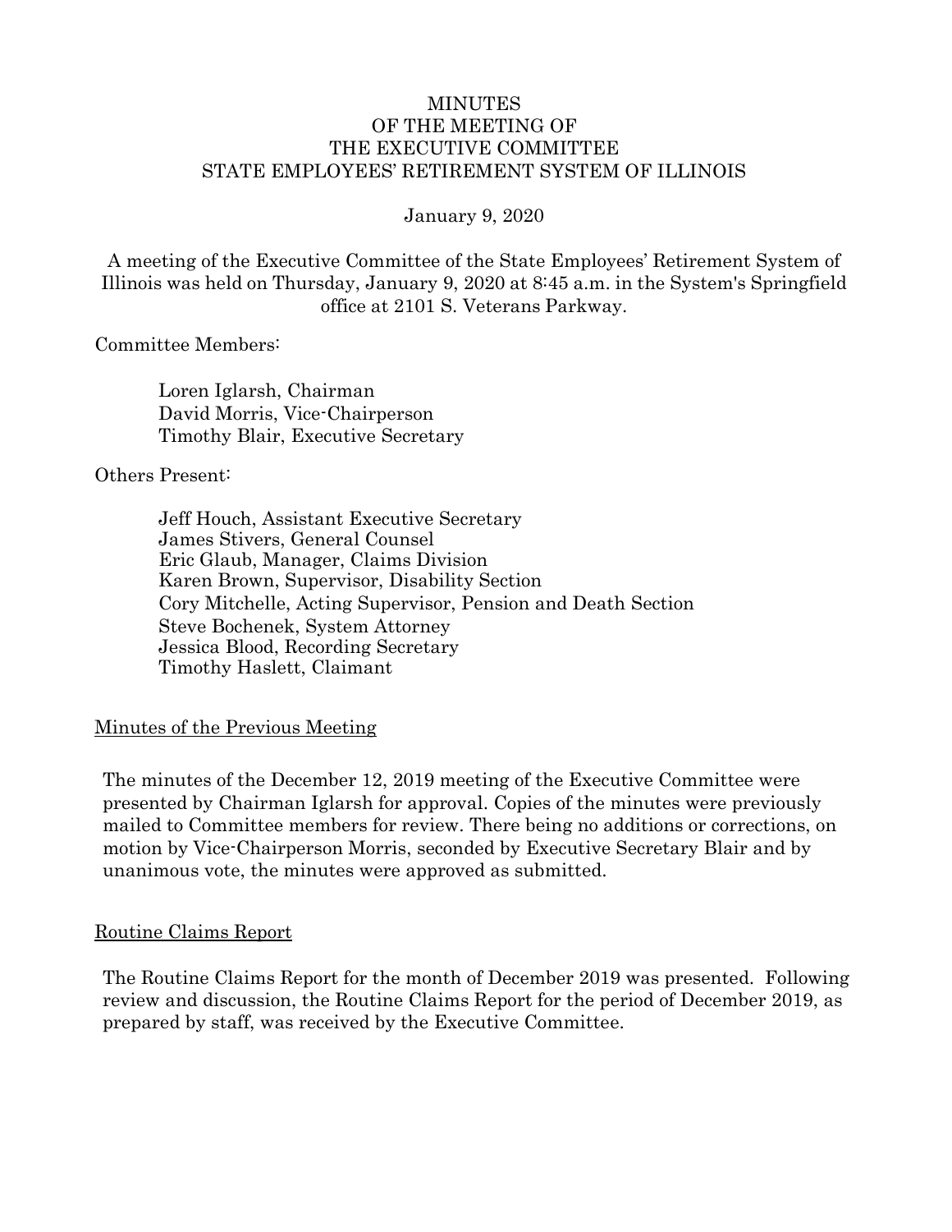# MINUTES
# OF THE MEETING OF
# THE EXECUTIVE COMMITTEE
# STATE EMPLOYEES' RETIREMENT SYSTEM OF ILLINOIS

January 9, 2020

A meeting of the Executive Committee of the State Employees' Retirement System of Illinois was held on Thursday, January 9, 2020 at 8:45 a.m. in the System's Springfield office at 2101 S. Veterans Parkway.

Committee Members:

Loren Iglarsh, Chairman
David Morris, Vice-Chairperson
Timothy Blair, Executive Secretary

Others Present:

Jeff Houch, Assistant Executive Secretary
James Stivers, General Counsel
Eric Glaub, Manager, Claims Division
Karen Brown, Supervisor, Disability Section
Cory Mitchelle, Acting Supervisor, Pension and Death Section
Steve Bochenek, System Attorney
Jessica Blood, Recording Secretary
Timothy Haslett, Claimant

## Minutes of the Previous Meeting

The minutes of the December 12, 2019 meeting of the Executive Committee were presented by Chairman Iglarsh for approval. Copies of the minutes were previously mailed to Committee members for review. There being no additions or corrections, on motion by Vice-Chairperson Morris, seconded by Executive Secretary Blair and by unanimous vote, the minutes were approved as submitted.

## Routine Claims Report

The Routine Claims Report for the month of December 2019 was presented. Following review and discussion, the Routine Claims Report for the period of December 2019, as prepared by staff, was received by the Executive Committee.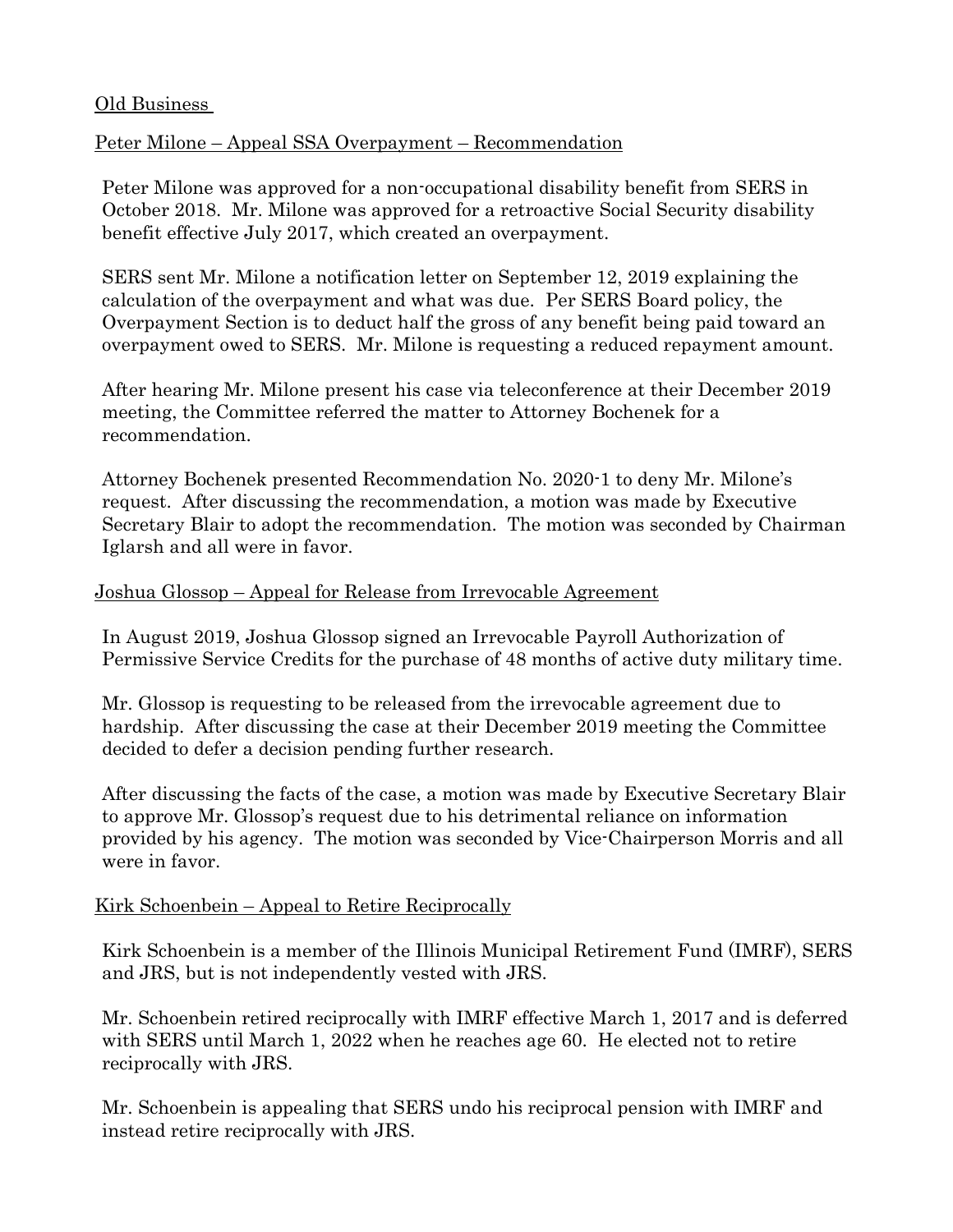## Old Business

### Peter Milone – Appeal SSA Overpayment – Recommendation

Peter Milone was approved for a non-occupational disability benefit from SERS in October 2018. Mr. Milone was approved for a retroactive Social Security disability benefit effective July 2017, which created an overpayment.

SERS sent Mr. Milone a notification letter on September 12, 2019 explaining the calculation of the overpayment and what was due. Per SERS Board policy, the Overpayment Section is to deduct half the gross of any benefit being paid toward an overpayment owed to SERS. Mr. Milone is requesting a reduced repayment amount.

After hearing Mr. Milone present his case via teleconference at their December 2019 meeting, the Committee referred the matter to Attorney Bochenek for a recommendation.

Attorney Bochenek presented Recommendation No. 2020-1 to deny Mr. Milone's request. After discussing the recommendation, a motion was made by Executive Secretary Blair to adopt the recommendation. The motion was seconded by Chairman Iglarsh and all were in favor.

### Joshua Glossop – Appeal for Release from Irrevocable Agreement

In August 2019, Joshua Glossop signed an Irrevocable Payroll Authorization of Permissive Service Credits for the purchase of 48 months of active duty military time.

Mr. Glossop is requesting to be released from the irrevocable agreement due to hardship. After discussing the case at their December 2019 meeting the Committee decided to defer a decision pending further research.

After discussing the facts of the case, a motion was made by Executive Secretary Blair to approve Mr. Glossop's request due to his detrimental reliance on information provided by his agency. The motion was seconded by Vice-Chairperson Morris and all were in favor.

### Kirk Schoenbein – Appeal to Retire Reciprocally

Kirk Schoenbein is a member of the Illinois Municipal Retirement Fund (IMRF), SERS and JRS, but is not independently vested with JRS.

Mr. Schoenbein retired reciprocally with IMRF effective March 1, 2017 and is deferred with SERS until March 1, 2022 when he reaches age 60. He elected not to retire reciprocally with JRS.

Mr. Schoenbein is appealing that SERS undo his reciprocal pension with IMRF and instead retire reciprocally with JRS.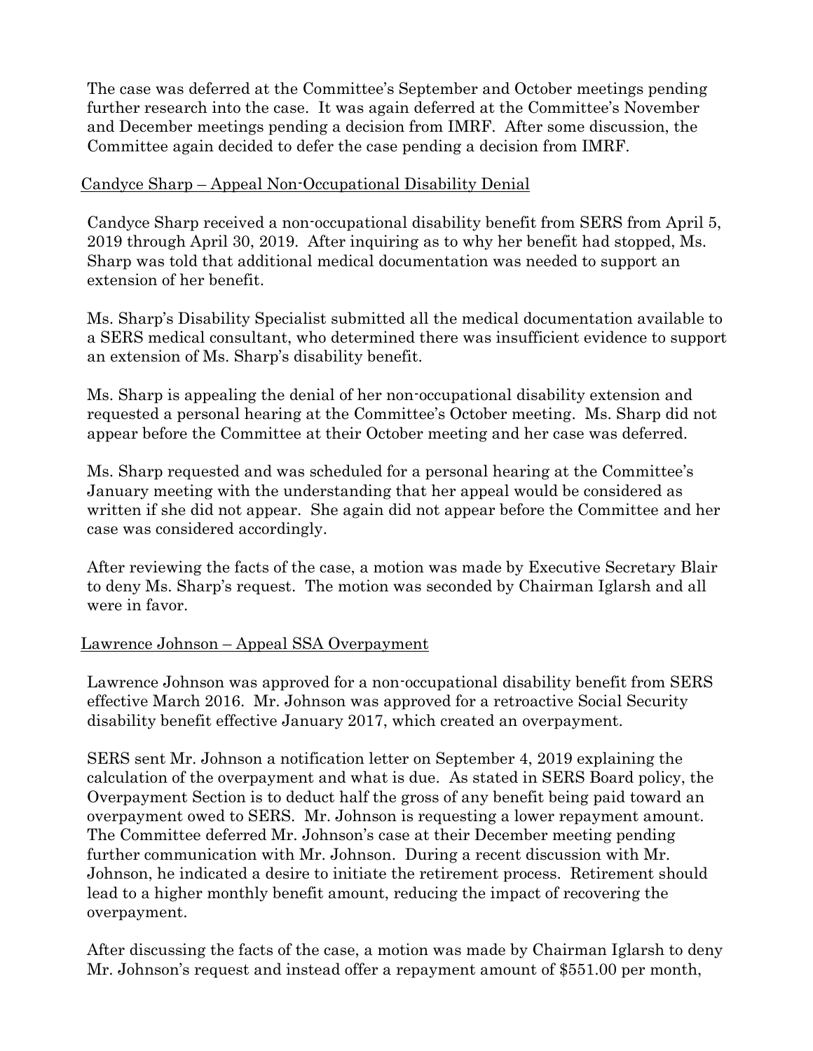The case was deferred at the Committee's September and October meetings pending further research into the case. It was again deferred at the Committee's November and December meetings pending a decision from IMRF. After some discussion, the Committee again decided to defer the case pending a decision from IMRF.

<u>Candyce Sharp – Appeal Non-Occupational Disability Denial</u>

Candyce Sharp received a non-occupational disability benefit from SERS from April 5, 2019 through April 30, 2019. After inquiring as to why her benefit had stopped, Ms. Sharp was told that additional medical documentation was needed to support an extension of her benefit.

Ms. Sharp's Disability Specialist submitted all the medical documentation available to a SERS medical consultant, who determined there was insufficient evidence to support an extension of Ms. Sharp's disability benefit.

Ms. Sharp is appealing the denial of her non-occupational disability extension and requested a personal hearing at the Committee's October meeting. Ms. Sharp did not appear before the Committee at their October meeting and her case was deferred.

Ms. Sharp requested and was scheduled for a personal hearing at the Committee's January meeting with the understanding that her appeal would be considered as written if she did not appear. She again did not appear before the Committee and her case was considered accordingly.

After reviewing the facts of the case, a motion was made by Executive Secretary Blair to deny Ms. Sharp's request. The motion was seconded by Chairman Iglarsh and all were in favor.

<u>Lawrence Johnson – Appeal SSA Overpayment</u>

Lawrence Johnson was approved for a non-occupational disability benefit from SERS effective March 2016. Mr. Johnson was approved for a retroactive Social Security disability benefit effective January 2017, which created an overpayment.

SERS sent Mr. Johnson a notification letter on September 4, 2019 explaining the calculation of the overpayment and what is due. As stated in SERS Board policy, the Overpayment Section is to deduct half the gross of any benefit being paid toward an overpayment owed to SERS. Mr. Johnson is requesting a lower repayment amount. The Committee deferred Mr. Johnson's case at their December meeting pending further communication with Mr. Johnson. During a recent discussion with Mr. Johnson, he indicated a desire to initiate the retirement process. Retirement should lead to a higher monthly benefit amount, reducing the impact of recovering the overpayment.

After discussing the facts of the case, a motion was made by Chairman Iglarsh to deny Mr. Johnson's request and instead offer a repayment amount of $551.00 per month,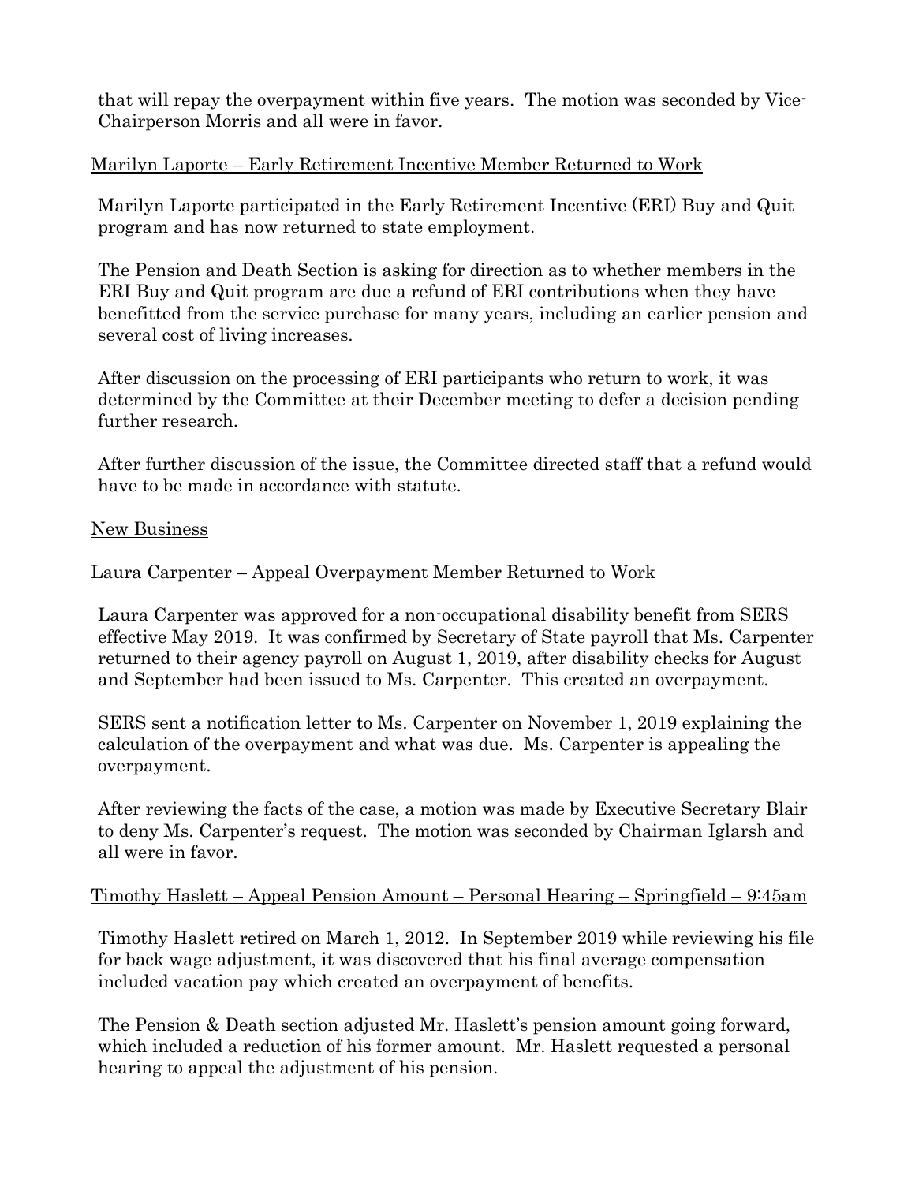that will repay the overpayment within five years. The motion was seconded by Vice-Chairperson Morris and all were in favor.

Marilyn Laporte – Early Retirement Incentive Member Returned to Work

Marilyn Laporte participated in the Early Retirement Incentive (ERI) Buy and Quit program and has now returned to state employment.

The Pension and Death Section is asking for direction as to whether members in the ERI Buy and Quit program are due a refund of ERI contributions when they have benefitted from the service purchase for many years, including an earlier pension and several cost of living increases.

After discussion on the processing of ERI participants who return to work, it was determined by the Committee at their December meeting to defer a decision pending further research.

After further discussion of the issue, the Committee directed staff that a refund would have to be made in accordance with statute.

New Business

Laura Carpenter – Appeal Overpayment Member Returned to Work

Laura Carpenter was approved for a non-occupational disability benefit from SERS effective May 2019. It was confirmed by Secretary of State payroll that Ms. Carpenter returned to their agency payroll on August 1, 2019, after disability checks for August and September had been issued to Ms. Carpenter. This created an overpayment.

SERS sent a notification letter to Ms. Carpenter on November 1, 2019 explaining the calculation of the overpayment and what was due. Ms. Carpenter is appealing the overpayment.

After reviewing the facts of the case, a motion was made by Executive Secretary Blair to deny Ms. Carpenter's request. The motion was seconded by Chairman Iglarsh and all were in favor.

Timothy Haslett – Appeal Pension Amount – Personal Hearing – Springfield – 9:45am

Timothy Haslett retired on March 1, 2012. In September 2019 while reviewing his file for back wage adjustment, it was discovered that his final average compensation included vacation pay which created an overpayment of benefits.

The Pension & Death section adjusted Mr. Haslett's pension amount going forward, which included a reduction of his former amount. Mr. Haslett requested a personal hearing to appeal the adjustment of his pension.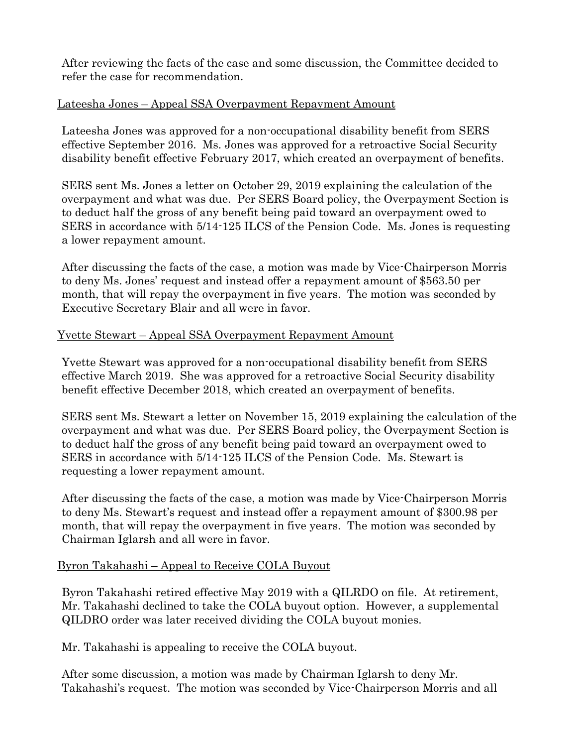After reviewing the facts of the case and some discussion, the Committee decided to refer the case for recommendation.

Lateesha Jones – Appeal SSA Overpayment Repayment Amount

Lateesha Jones was approved for a non-occupational disability benefit from SERS effective September 2016. Ms. Jones was approved for a retroactive Social Security disability benefit effective February 2017, which created an overpayment of benefits.

SERS sent Ms. Jones a letter on October 29, 2019 explaining the calculation of the overpayment and what was due. Per SERS Board policy, the Overpayment Section is to deduct half the gross of any benefit being paid toward an overpayment owed to SERS in accordance with 5/14-125 ILCS of the Pension Code. Ms. Jones is requesting a lower repayment amount.

After discussing the facts of the case, a motion was made by Vice-Chairperson Morris to deny Ms. Jones' request and instead offer a repayment amount of $563.50 per month, that will repay the overpayment in five years. The motion was seconded by Executive Secretary Blair and all were in favor.

Yvette Stewart – Appeal SSA Overpayment Repayment Amount

Yvette Stewart was approved for a non-occupational disability benefit from SERS effective March 2019. She was approved for a retroactive Social Security disability benefit effective December 2018, which created an overpayment of benefits.

SERS sent Ms. Stewart a letter on November 15, 2019 explaining the calculation of the overpayment and what was due. Per SERS Board policy, the Overpayment Section is to deduct half the gross of any benefit being paid toward an overpayment owed to SERS in accordance with 5/14-125 ILCS of the Pension Code. Ms. Stewart is requesting a lower repayment amount.

After discussing the facts of the case, a motion was made by Vice-Chairperson Morris to deny Ms. Stewart's request and instead offer a repayment amount of $300.98 per month, that will repay the overpayment in five years. The motion was seconded by Chairman Iglarsh and all were in favor.

Byron Takahashi – Appeal to Receive COLA Buyout

Byron Takahashi retired effective May 2019 with a QILRDO on file. At retirement, Mr. Takahashi declined to take the COLA buyout option. However, a supplemental QILDRO order was later received dividing the COLA buyout monies.

Mr. Takahashi is appealing to receive the COLA buyout.

After some discussion, a motion was made by Chairman Iglarsh to deny Mr. Takahashi's request. The motion was seconded by Vice-Chairperson Morris and all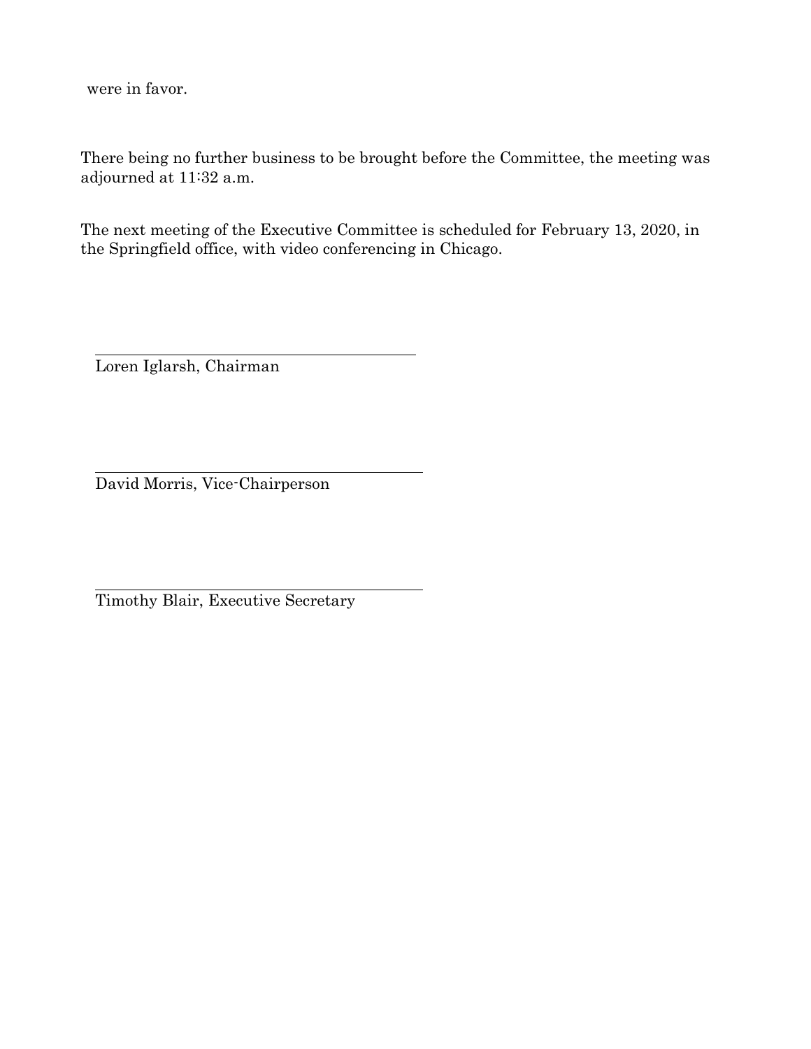were in favor.

There being no further business to be brought before the Committee, the meeting was adjourned at 11:32 a.m.

The next meeting of the Executive Committee is scheduled for February 13, 2020, in the Springfield office, with video conferencing in Chicago.

\_\_\_\_\_\_\_\_\_\_\_\_\_\_\_\_\_\_\_\_\_\_\_\_\_\_\_\_\_\_\_\_\_\_\_\_\_\_\_\_

Loren Iglarsh, Chairman

\_\_\_\_\_\_\_\_\_\_\_\_\_\_\_\_\_\_\_\_\_\_\_\_\_\_\_\_\_\_\_\_\_\_\_\_\_\_\_\_

David Morris, Vice-Chairperson

\_\_\_\_\_\_\_\_\_\_\_\_\_\_\_\_\_\_\_\_\_\_\_\_\_\_\_\_\_\_\_\_\_\_\_\_\_\_\_\_

Timothy Blair, Executive Secretary